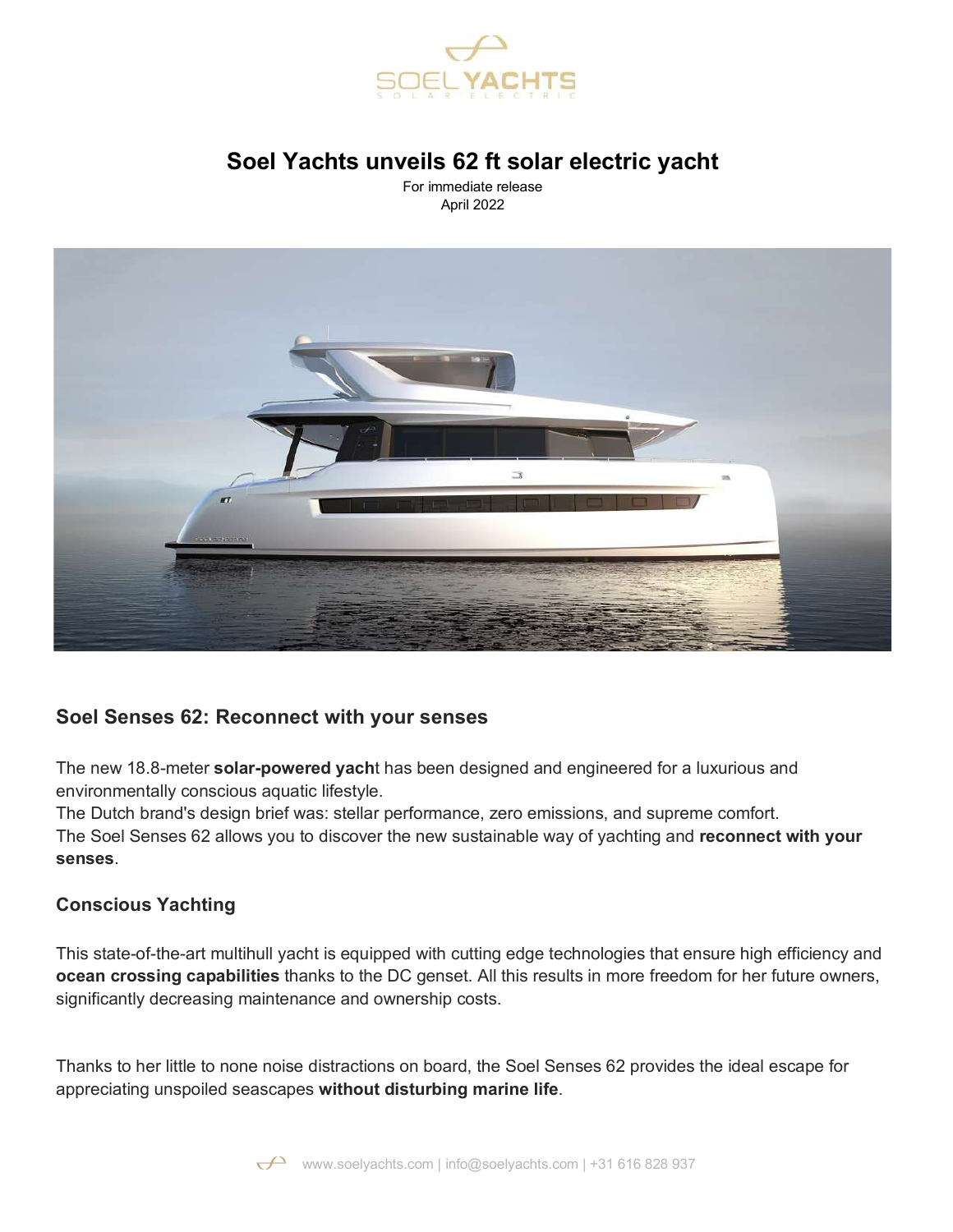# Soel Yachts unveils 62 ft solar electric yacht

For immediate release
April 2022

## Soel Senses 62: Reconnect with your senses

The new 18.8-meter **solar-powered yach**t has been designed and engineered for a luxurious and environmentally conscious aquatic lifestyle.
The Dutch brand's design brief was: stellar performance, zero emissions, and supreme comfort.
The Soel Senses 62 allows you to discover the new sustainable way of yachting and **reconnect with your senses**.

## Conscious Yachting

This state-of-the-art multihull yacht is equipped with cutting edge technologies that ensure high efficiency and **ocean crossing capabilities** thanks to the DC genset. All this results in more freedom for her future owners, significantly decreasing maintenance and ownership costs.

Thanks to her little to none noise distractions on board, the Soel Senses 62 provides the ideal escape for appreciating unspoiled seascapes **without disturbing marine life**.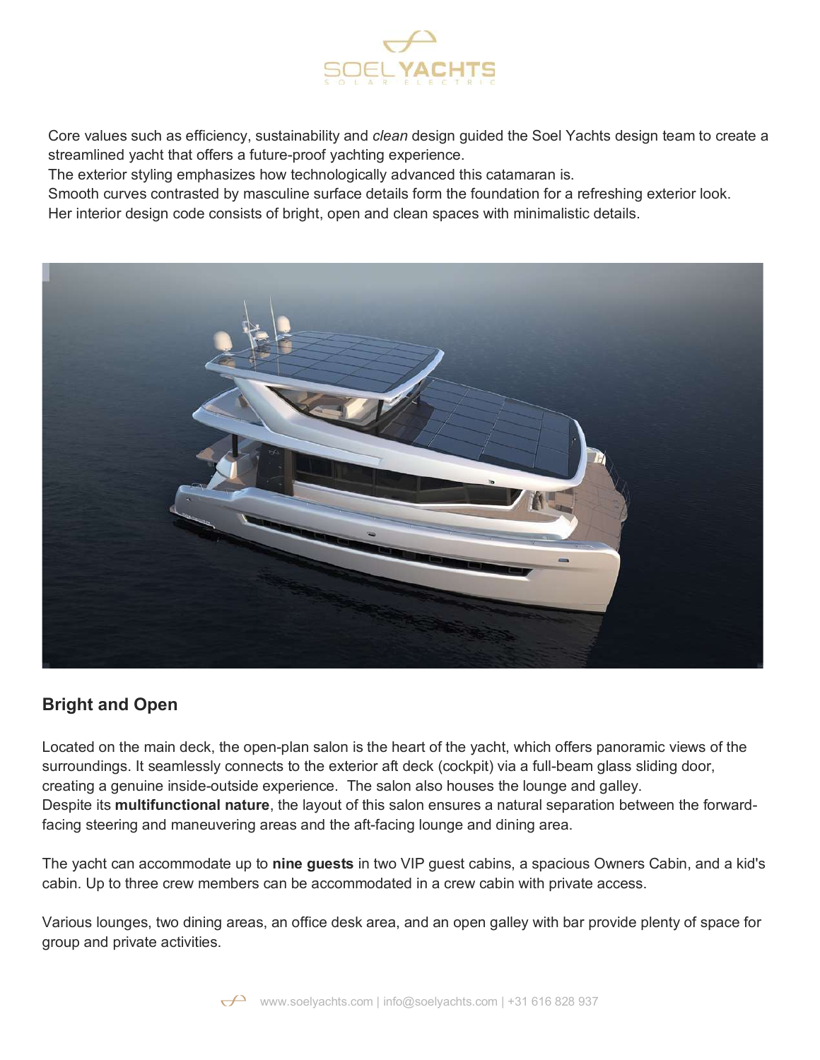Core values such as efficiency, sustainability and *clean* design guided the Soel Yachts design team to create a streamlined yacht that offers a future-proof yachting experience.
The exterior styling emphasizes how technologically advanced this catamaran is.
Smooth curves contrasted by masculine surface details form the foundation for a refreshing exterior look.
Her interior design code consists of bright, open and clean spaces with minimalistic details.

## Bright and Open

Located on the main deck, the open-plan salon is the heart of the yacht, which offers panoramic views of the surroundings. It seamlessly connects to the exterior aft deck (cockpit) via a full-beam glass sliding door, creating a genuine inside-outside experience. The salon also houses the lounge and galley.
Despite its **multifunctional nature**, the layout of this salon ensures a natural separation between the forward-facing steering and maneuvering areas and the aft-facing lounge and dining area.

The yacht can accommodate up to **nine guests** in two VIP guest cabins, a spacious Owners Cabin, and a kid's cabin. Up to three crew members can be accommodated in a crew cabin with private access.

Various lounges, two dining areas, an office desk area, and an open galley with bar provide plenty of space for group and private activities.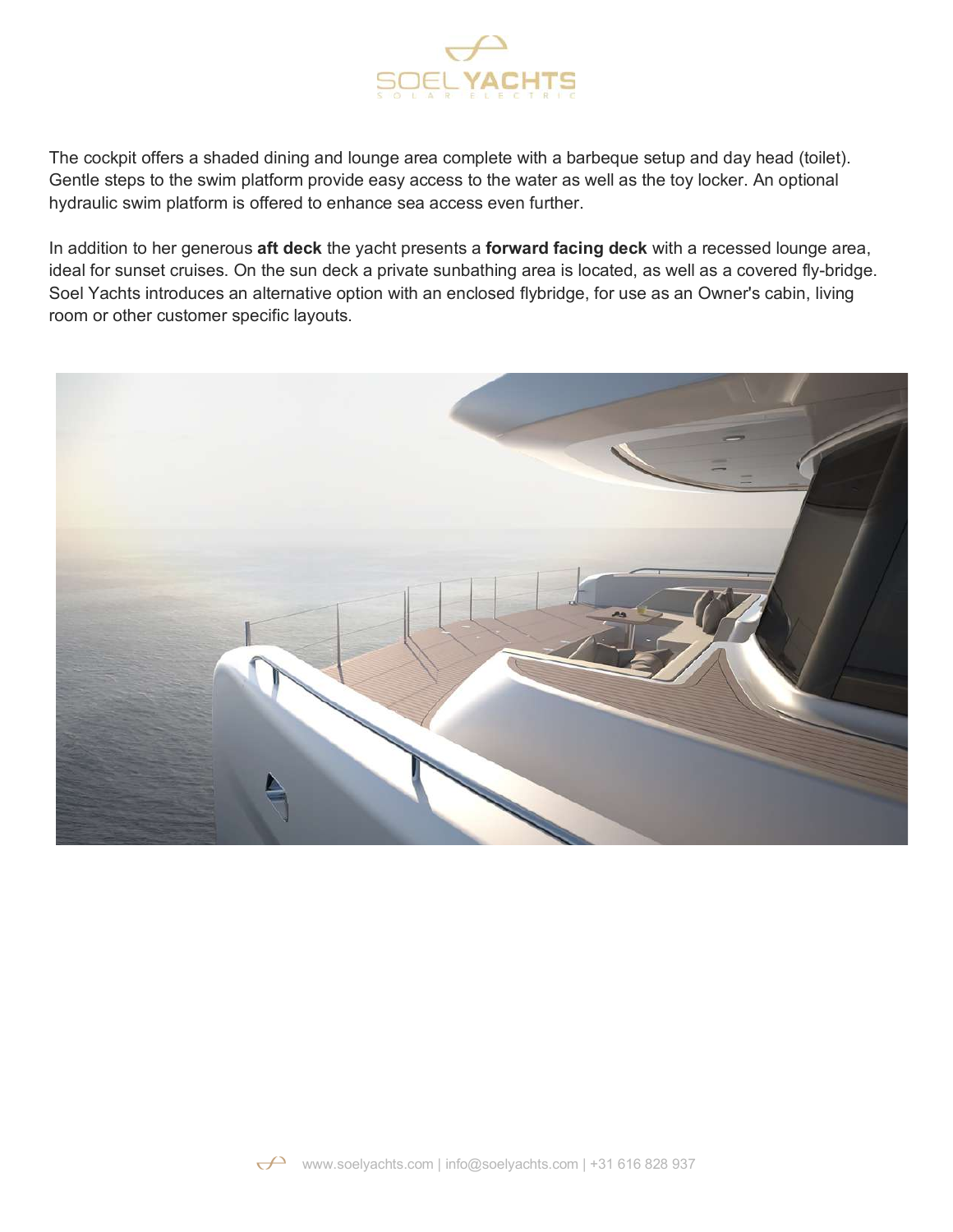The cockpit offers a shaded dining and lounge area complete with a barbeque setup and day head (toilet). Gentle steps to the swim platform provide easy access to the water as well as the toy locker. An optional hydraulic swim platform is offered to enhance sea access even further.

In addition to her generous **aft deck** the yacht presents a **forward facing deck** with a recessed lounge area, ideal for sunset cruises. On the sun deck a private sunbathing area is located, as well as a covered fly-bridge. Soel Yachts introduces an alternative option with an enclosed flybridge, for use as an Owner's cabin, living room or other customer specific layouts.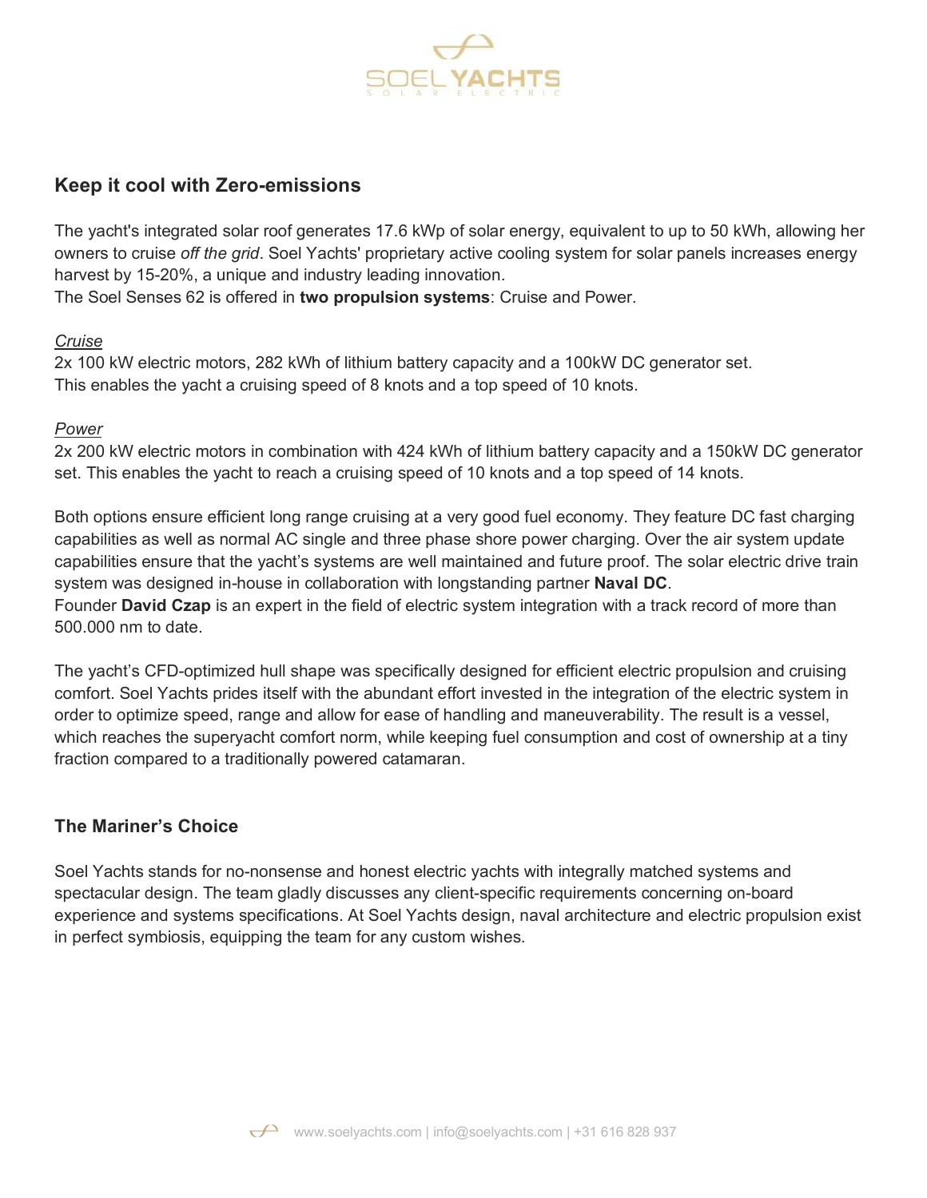## Keep it cool with Zero-emissions

The yacht's integrated solar roof generates 17.6 kWp of solar energy, equivalent to up to 50 kWh, allowing her owners to cruise *off the grid*. Soel Yachts' proprietary active cooling system for solar panels increases energy harvest by 15-20%, a unique and industry leading innovation.
The Soel Senses 62 is offered in **two propulsion systems**: Cruise and Power.

*Cruise*
2x 100 kW electric motors, 282 kWh of lithium battery capacity and a 100kW DC generator set.
This enables the yacht a cruising speed of 8 knots and a top speed of 10 knots.

*Power*
2x 200 kW electric motors in combination with 424 kWh of lithium battery capacity and a 150kW DC generator set. This enables the yacht to reach a cruising speed of 10 knots and a top speed of 14 knots.

Both options ensure efficient long range cruising at a very good fuel economy. They feature DC fast charging capabilities as well as normal AC single and three phase shore power charging. Over the air system update capabilities ensure that the yacht's systems are well maintained and future proof. The solar electric drive train system was designed in-house in collaboration with longstanding partner **Naval DC**.
Founder **David Czap** is an expert in the field of electric system integration with a track record of more than 500.000 nm to date.

The yacht's CFD-optimized hull shape was specifically designed for efficient electric propulsion and cruising comfort. Soel Yachts prides itself with the abundant effort invested in the integration of the electric system in order to optimize speed, range and allow for ease of handling and maneuverability. The result is a vessel, which reaches the superyacht comfort norm, while keeping fuel consumption and cost of ownership at a tiny fraction compared to a traditionally powered catamaran.

## The Mariner's Choice

Soel Yachts stands for no-nonsense and honest electric yachts with integrally matched systems and spectacular design. The team gladly discusses any client-specific requirements concerning on-board experience and systems specifications. At Soel Yachts design, naval architecture and electric propulsion exist in perfect symbiosis, equipping the team for any custom wishes.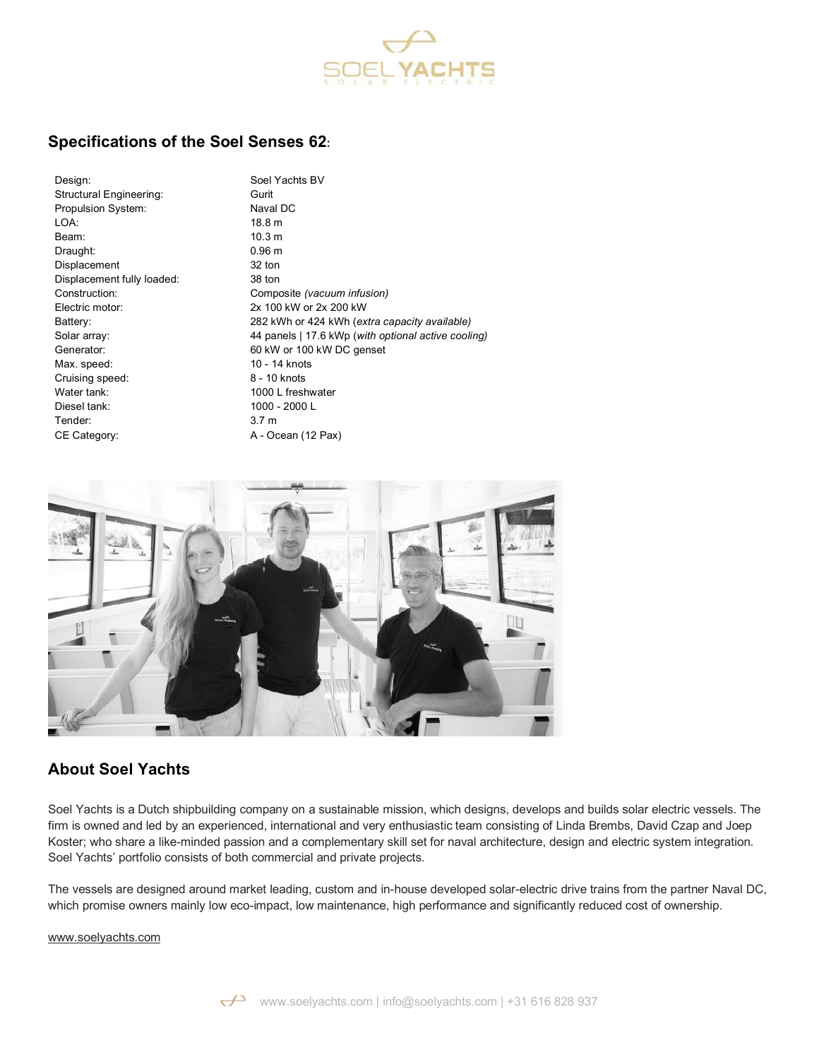## Specifications of the Soel Senses 62:

| | |
|---|---|
| Design: | Soel Yachts BV |
| Structural Engineering: | Gurit |
| Propulsion System: | Naval DC |
| LOA: | 18.8 m |
| Beam: | 10.3 m |
| Draught: | 0.96 m |
| Displacement | 32 ton |
| Displacement fully loaded: | 38 ton |
| Construction: | Composite *(vacuum infusion)* |
| Electric motor: | 2x 100 kW or 2x 200 kW |
| Battery: | 282 kWh or 424 kWh (*extra capacity available)* |
| Solar array: | 44 panels \| 17.6 kWp (*with optional active cooling)* |
| Generator: | 60 kW or 100 kW DC genset |
| Max. speed: | 10 - 14 knots |
| Cruising speed: | 8 - 10 knots |
| Water tank: | 1000 L freshwater |
| Diesel tank: | 1000 - 2000 L |
| Tender: | 3.7 m |
| CE Category: | A - Ocean (12 Pax) |

## About Soel Yachts

Soel Yachts is a Dutch shipbuilding company on a sustainable mission, which designs, develops and builds solar electric vessels. The firm is owned and led by an experienced, international and very enthusiastic team consisting of Linda Brembs, David Czap and Joep Koster; who share a like-minded passion and a complementary skill set for naval architecture, design and electric system integration. Soel Yachts' portfolio consists of both commercial and private projects.

The vessels are designed around market leading, custom and in-house developed solar-electric drive trains from the partner Naval DC, which promise owners mainly low eco-impact, low maintenance, high performance and significantly reduced cost of ownership.

www.soelyachts.com